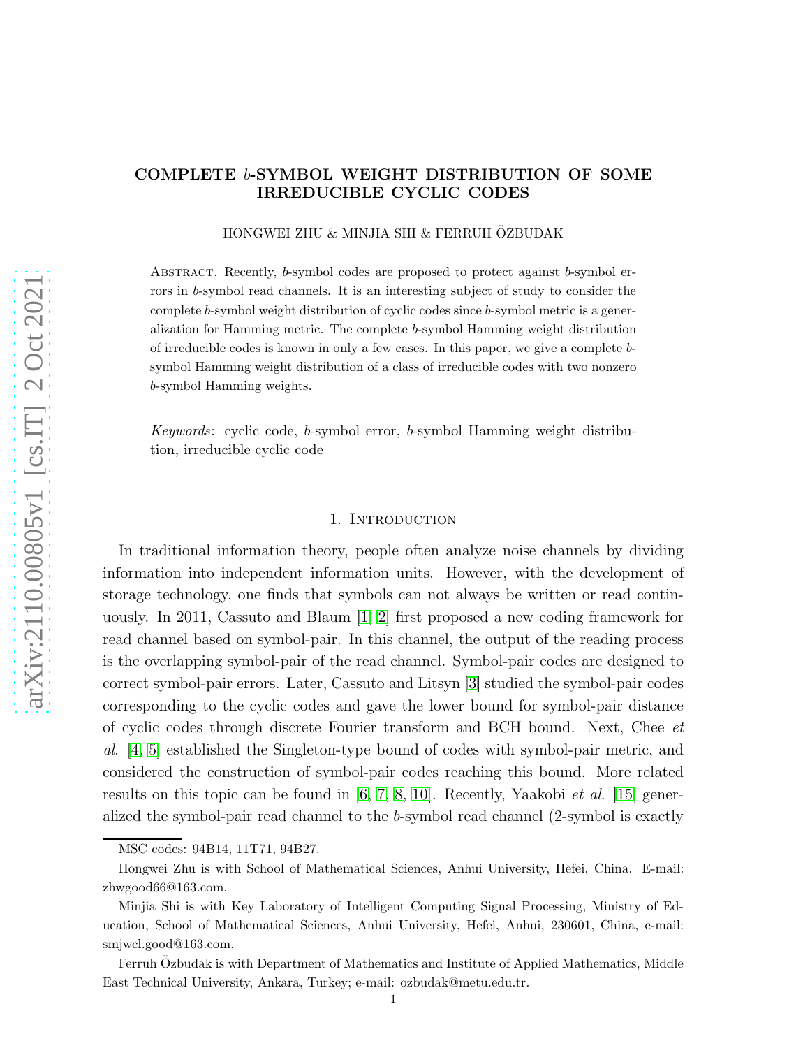# COMPLETE $b$-SYMBOL WEIGHT DISTRIBUTION OF SOME IRREDUCIBLE CYCLIC CODES

HONGWEI ZHU & MINJIA SHI & FERRUH ÖZBUDAK

Abstract. Recently, $b$-symbol codes are proposed to protect against $b$-symbol errors in $b$-symbol read channels. It is an interesting subject of study to consider the complete $b$-symbol weight distribution of cyclic codes since $b$-symbol metric is a generalization for Hamming metric. The complete $b$-symbol Hamming weight distribution of irreducible codes is known in only a few cases. In this paper, we give a complete $b$-symbol Hamming weight distribution of a class of irreducible codes with two nonzero $b$-symbol Hamming weights.

*Keywords*: cyclic code, $b$-symbol error, $b$-symbol Hamming weight distribution, irreducible cyclic code

## 1. Introduction

In traditional information theory, people often analyze noise channels by dividing information into independent information units. However, with the development of storage technology, one finds that symbols can not always be written or read continuously. In 2011, Cassuto and Blaum [1, 2] first proposed a new coding framework for read channel based on symbol-pair. In this channel, the output of the reading process is the overlapping symbol-pair of the read channel. Symbol-pair codes are designed to correct symbol-pair errors. Later, Cassuto and Litsyn [3] studied the symbol-pair codes corresponding to the cyclic codes and gave the lower bound for symbol-pair distance of cyclic codes through discrete Fourier transform and BCH bound. Next, Chee *et al*. [4, 5] established the Singleton-type bound of codes with symbol-pair metric, and considered the construction of symbol-pair codes reaching this bound. More related results on this topic can be found in [6, 7, 8, 10]. Recently, Yaakobi *et al*. [15] generalized the symbol-pair read channel to the $b$-symbol read channel (2-symbol is exactly

MSC codes: 94B14, 11T71, 94B27.

Hongwei Zhu is with School of Mathematical Sciences, Anhui University, Hefei, China. E-mail: zhwgood66@163.com.

Minjia Shi is with Key Laboratory of Intelligent Computing Signal Processing, Ministry of Education, School of Mathematical Sciences, Anhui University, Hefei, Anhui, 230601, China, e-mail: smjwcl.good@163.com.

Ferruh Özbudak is with Department of Mathematics and Institute of Applied Mathematics, Middle East Technical University, Ankara, Turkey; e-mail: ozbudak@metu.edu.tr.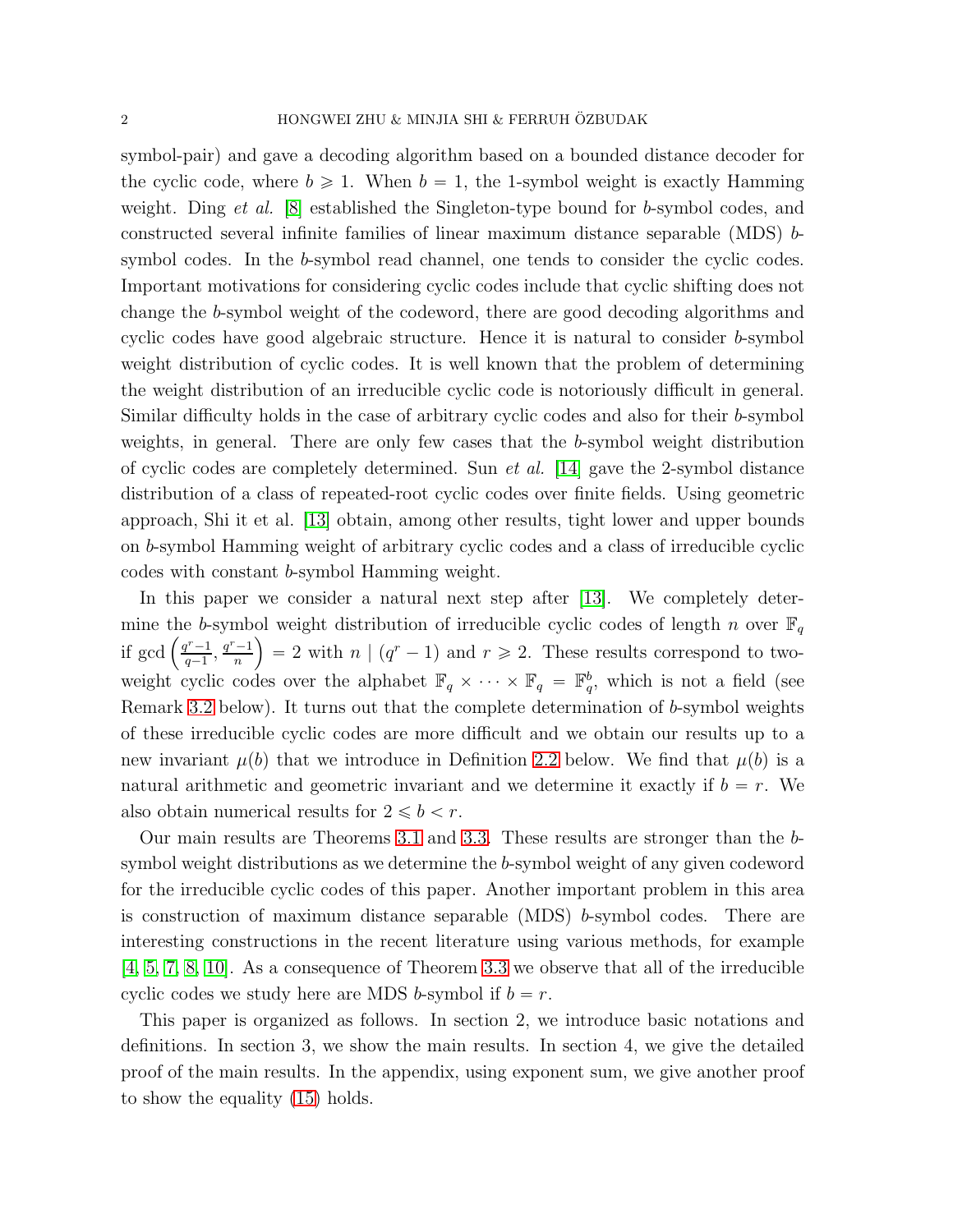symbol-pair) and gave a decoding algorithm based on a bounded distance decoder for the cyclic code, where $b \geqslant 1$. When $b = 1$, the 1-symbol weight is exactly Hamming weight. Ding *et al.* [8] established the Singleton-type bound for $b$-symbol codes, and constructed several infinite families of linear maximum distance separable (MDS) $b$-symbol codes. In the $b$-symbol read channel, one tends to consider the cyclic codes. Important motivations for considering cyclic codes include that cyclic shifting does not change the $b$-symbol weight of the codeword, there are good decoding algorithms and cyclic codes have good algebraic structure. Hence it is natural to consider $b$-symbol weight distribution of cyclic codes. It is well known that the problem of determining the weight distribution of an irreducible cyclic code is notoriously difficult in general. Similar difficulty holds in the case of arbitrary cyclic codes and also for their $b$-symbol weights, in general. There are only few cases that the $b$-symbol weight distribution of cyclic codes are completely determined. Sun *et al.* [14] gave the 2-symbol distance distribution of a class of repeated-root cyclic codes over finite fields. Using geometric approach, Shi it et al. [13] obtain, among other results, tight lower and upper bounds on $b$-symbol Hamming weight of arbitrary cyclic codes and a class of irreducible cyclic codes with constant $b$-symbol Hamming weight.

In this paper we consider a natural next step after [13]. We completely determine the $b$-symbol weight distribution of irreducible cyclic codes of length $n$ over $\mathbb{F}_q$ if $\gcd\left(\frac{q^r-1}{q-1}, \frac{q^r-1}{n}\right) = 2$ with $n \mid (q^r - 1)$ and $r \geqslant 2$. These results correspond to two-weight cyclic codes over the alphabet $\mathbb{F}_q \times \cdots \times \mathbb{F}_q = \mathbb{F}_q^b$, which is not a field (see Remark 3.2 below). It turns out that the complete determination of $b$-symbol weights of these irreducible cyclic codes are more difficult and we obtain our results up to a new invariant $\mu(b)$ that we introduce in Definition 2.2 below. We find that $\mu(b)$ is a natural arithmetic and geometric invariant and we determine it exactly if $b = r$. We also obtain numerical results for $2 \leqslant b < r$.

Our main results are Theorems 3.1 and 3.3. These results are stronger than the $b$-symbol weight distributions as we determine the $b$-symbol weight of any given codeword for the irreducible cyclic codes of this paper. Another important problem in this area is construction of maximum distance separable (MDS) $b$-symbol codes. There are interesting constructions in the recent literature using various methods, for example [4, 5, 7, 8, 10]. As a consequence of Theorem 3.3 we observe that all of the irreducible cyclic codes we study here are MDS $b$-symbol if $b = r$.

This paper is organized as follows. In section 2, we introduce basic notations and definitions. In section 3, we show the main results. In section 4, we give the detailed proof of the main results. In the appendix, using exponent sum, we give another proof to show the equality (15) holds.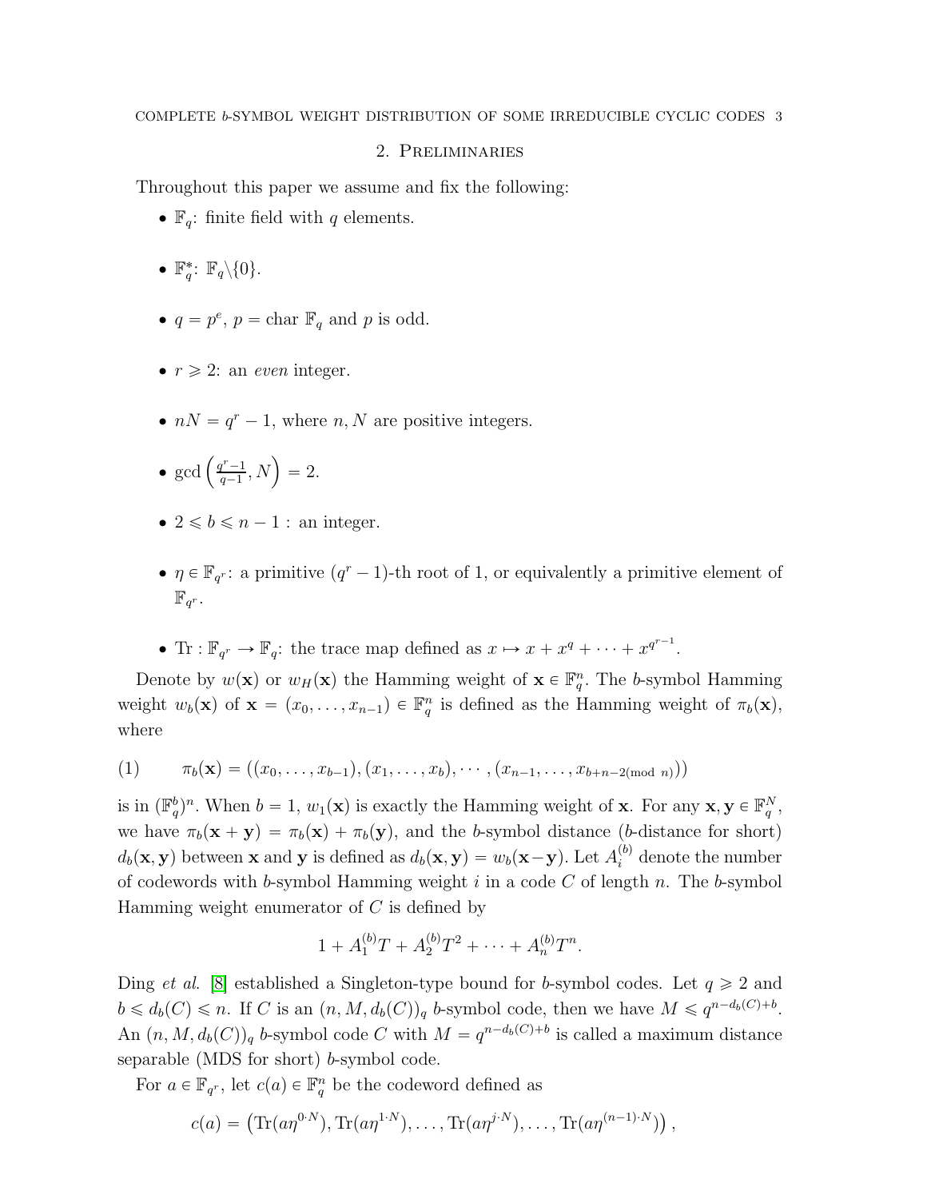## 2. Preliminaries

Throughout this paper we assume and fix the following:

- $\mathbb{F}_q$: finite field with $q$ elements.
- $\mathbb{F}_q^*$: $\mathbb{F}_q \backslash \{0\}$.
- $q = p^e$, $p = \text{char } \mathbb{F}_q$ and $p$ is odd.
- $r \geqslant 2$: an *even* integer.
- $nN = q^r - 1$, where $n, N$ are positive integers.
- $\gcd\left(\frac{q^r-1}{q-1}, N\right) = 2$.
- $2 \leqslant b \leqslant n-1$ : an integer.
- $\eta \in \mathbb{F}_{q^r}$: a primitive $(q^r-1)$-th root of 1, or equivalently a primitive element of $\mathbb{F}_{q^r}$.
- $\text{Tr} : \mathbb{F}_{q^r} \to \mathbb{F}_q$: the trace map defined as $x \mapsto x + x^q + \cdots + x^{q^{r-1}}$.

Denote by $w(\mathbf{x})$ or $w_H(\mathbf{x})$ the Hamming weight of $\mathbf{x} \in \mathbb{F}_q^n$. The $b$-symbol Hamming weight $w_b(\mathbf{x})$ of $\mathbf{x} = (x_0, \ldots, x_{n-1}) \in \mathbb{F}_q^n$ is defined as the Hamming weight of $\pi_b(\mathbf{x})$, where

$$\pi_b(\mathbf{x}) = ((x_0, \ldots, x_{b-1}), (x_1, \ldots, x_b), \cdots, (x_{n-1}, \ldots, x_{b+n-2(\text{mod } n)})) \tag{1}$$

is in $(\mathbb{F}_q^b)^n$. When $b = 1$, $w_1(\mathbf{x})$ is exactly the Hamming weight of $\mathbf{x}$. For any $\mathbf{x}, \mathbf{y} \in \mathbb{F}_q^N$, we have $\pi_b(\mathbf{x} + \mathbf{y}) = \pi_b(\mathbf{x}) + \pi_b(\mathbf{y})$, and the $b$-symbol distance ($b$-distance for short) $d_b(\mathbf{x}, \mathbf{y})$ between $\mathbf{x}$ and $\mathbf{y}$ is defined as $d_b(\mathbf{x}, \mathbf{y}) = w_b(\mathbf{x} - \mathbf{y})$. Let $A_i^{(b)}$ denote the number of codewords with $b$-symbol Hamming weight $i$ in a code $C$ of length $n$. The $b$-symbol Hamming weight enumerator of $C$ is defined by

$$1 + A_1^{(b)}T + A_2^{(b)}T^2 + \cdots + A_n^{(b)}T^n.$$

Ding *et al.* [8] established a Singleton-type bound for $b$-symbol codes. Let $q \geqslant 2$ and $b \leqslant d_b(C) \leqslant n$. If $C$ is an $(n, M, d_b(C))_q$ $b$-symbol code, then we have $M \leqslant q^{n-d_b(C)+b}$. An $(n, M, d_b(C))_q$ $b$-symbol code $C$ with $M = q^{n-d_b(C)+b}$ is called a maximum distance separable (MDS for short) $b$-symbol code.

For $a \in \mathbb{F}_{q^r}$, let $c(a) \in \mathbb{F}_q^n$ be the codeword defined as

$$c(a) = \left(\text{Tr}(a\eta^{0 \cdot N}), \text{Tr}(a\eta^{1 \cdot N}), \ldots, \text{Tr}(a\eta^{j \cdot N}), \ldots, \text{Tr}(a\eta^{(n-1) \cdot N})\right),$$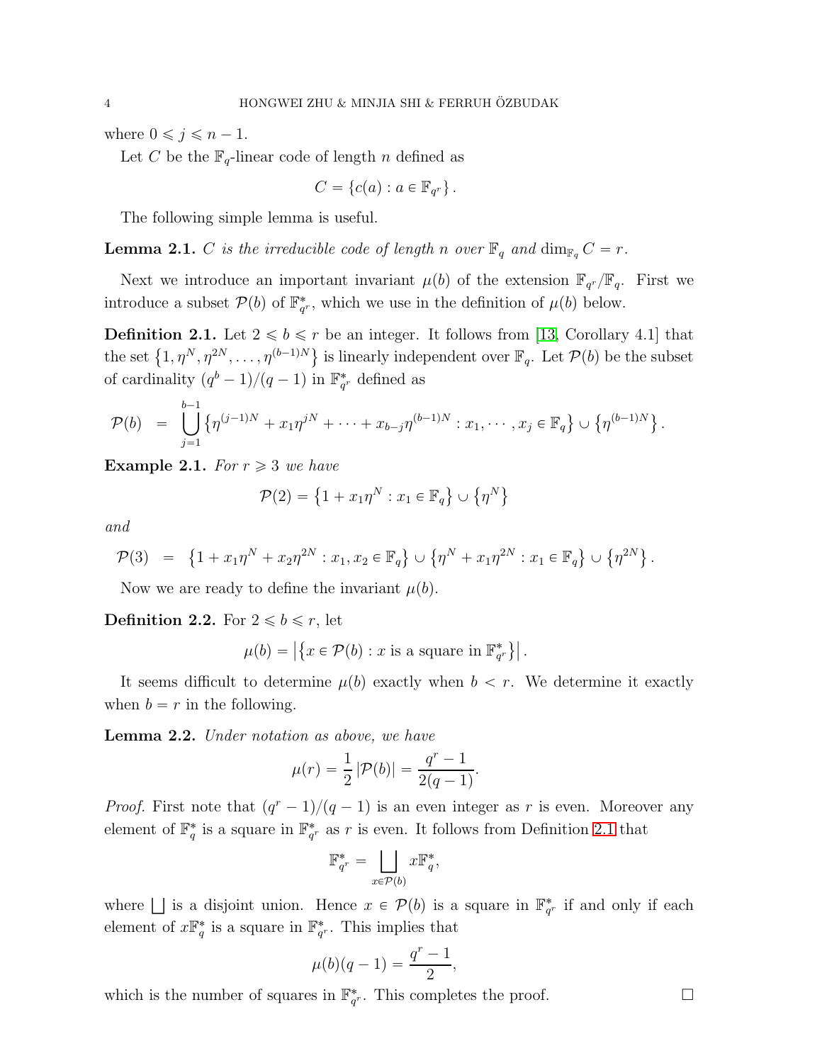where $0 \leqslant j \leqslant n-1$.

Let $C$ be the $\mathbb{F}_q$-linear code of length $n$ defined as

$$C = \{c(a) : a \in \mathbb{F}_{q^r}\}.$$

The following simple lemma is useful.

**Lemma 2.1.** *$C$ is the irreducible code of length $n$ over $\mathbb{F}_q$ and $\dim_{\mathbb{F}_q} C = r$.*

Next we introduce an important invariant $\mu(b)$ of the extension $\mathbb{F}_{q^r}/\mathbb{F}_q$. First we introduce a subset $\mathcal{P}(b)$ of $\mathbb{F}_{q^r}^*$, which we use in the definition of $\mu(b)$ below.

**Definition 2.1.** Let $2 \leqslant b \leqslant r$ be an integer. It follows from [13, Corollary 4.1] that the set $\{1, \eta^N, \eta^{2N}, \ldots, \eta^{(b-1)N}\}$ is linearly independent over $\mathbb{F}_q$. Let $\mathcal{P}(b)$ be the subset of cardinality $(q^b-1)/(q-1)$ in $\mathbb{F}_{q^r}^*$ defined as

$$\mathcal{P}(b) \;=\; \bigcup_{j=1}^{b-1} \left\{\eta^{(j-1)N} + x_1\eta^{jN} + \cdots + x_{b-j}\eta^{(b-1)N} : x_1, \cdots, x_j \in \mathbb{F}_q\right\} \cup \left\{\eta^{(b-1)N}\right\}.$$

**Example 2.1.** *For $r \geqslant 3$ we have*

$$\mathcal{P}(2) = \left\{1 + x_1\eta^N : x_1 \in \mathbb{F}_q\right\} \cup \left\{\eta^N\right\}$$

*and*

$$\mathcal{P}(3) \;=\; \left\{1 + x_1\eta^N + x_2\eta^{2N} : x_1, x_2 \in \mathbb{F}_q\right\} \cup \left\{\eta^N + x_1\eta^{2N} : x_1 \in \mathbb{F}_q\right\} \cup \left\{\eta^{2N}\right\}.$$

Now we are ready to define the invariant $\mu(b)$.

**Definition 2.2.** For $2 \leqslant b \leqslant r$, let

$$\mu(b) = \left|\left\{x \in \mathcal{P}(b) : x \text{ is a square in } \mathbb{F}_{q^r}^*\right\}\right|.$$

It seems difficult to determine $\mu(b)$ exactly when $b < r$. We determine it exactly when $b = r$ in the following.

**Lemma 2.2.** *Under notation as above, we have*

$$\mu(r) = \frac{1}{2}\left|\mathcal{P}(b)\right| = \frac{q^r-1}{2(q-1)}.$$

*Proof.* First note that $(q^r-1)/(q-1)$ is an even integer as $r$ is even. Moreover any element of $\mathbb{F}_q^*$ is a square in $\mathbb{F}_{q^r}^*$ as $r$ is even. It follows from Definition 2.1 that

$$\mathbb{F}_{q^r}^* = \bigsqcup_{x \in \mathcal{P}(b)} x\mathbb{F}_q^*,$$

where $\bigsqcup$ is a disjoint union. Hence $x \in \mathcal{P}(b)$ is a square in $\mathbb{F}_{q^r}^*$ if and only if each element of $x\mathbb{F}_q^*$ is a square in $\mathbb{F}_{q^r}^*$. This implies that

$$\mu(b)(q-1) = \frac{q^r-1}{2},$$

which is the number of squares in $\mathbb{F}_{q^r}^*$. This completes the proof. $\square$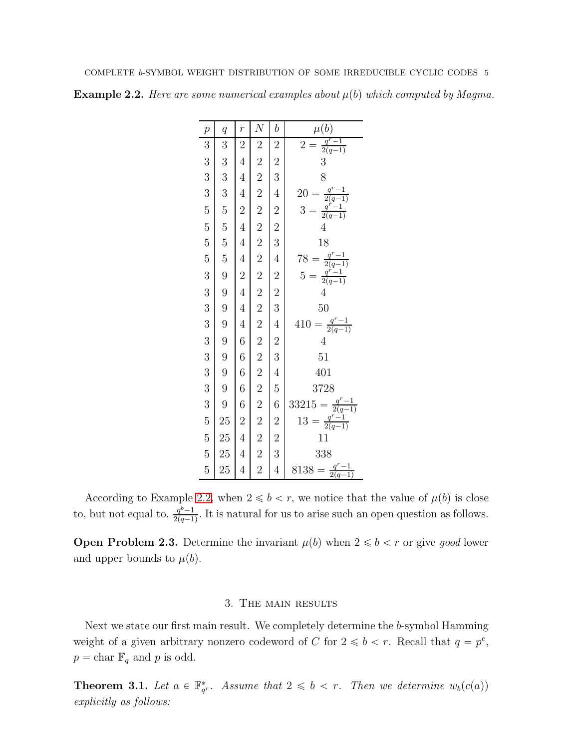**Example 2.2.** *Here are some numerical examples about $\mu(b)$ which computed by Magma.*

| $p$ | $q$ | $r$ | $N$ | $b$ | $\mu(b)$ |
|---|---|---|---|---|---|
| 3 | 3 | 2 | 2 | 2 | $2 = \frac{q^r-1}{2(q-1)}$ |
| 3 | 3 | 4 | 2 | 2 | 3 |
| 3 | 3 | 4 | 2 | 3 | 8 |
| 3 | 3 | 4 | 2 | 4 | $20 = \frac{q^r-1}{2(q-1)}$ |
| 5 | 5 | 2 | 2 | 2 | $3 = \frac{q^r-1}{2(q-1)}$ |
| 5 | 5 | 4 | 2 | 2 | 4 |
| 5 | 5 | 4 | 2 | 3 | 18 |
| 5 | 5 | 4 | 2 | 4 | $78 = \frac{q^r-1}{2(q-1)}$ |
| 3 | 9 | 2 | 2 | 2 | $5 = \frac{q^r-1}{2(q-1)}$ |
| 3 | 9 | 4 | 2 | 2 | 4 |
| 3 | 9 | 4 | 2 | 3 | 50 |
| 3 | 9 | 4 | 2 | 4 | $410 = \frac{q^r-1}{2(q-1)}$ |
| 3 | 9 | 6 | 2 | 2 | 4 |
| 3 | 9 | 6 | 2 | 3 | 51 |
| 3 | 9 | 6 | 2 | 4 | 401 |
| 3 | 9 | 6 | 2 | 5 | 3728 |
| 3 | 9 | 6 | 2 | 6 | $33215 = \frac{q^r-1}{2(q-1)}$ |
| 5 | 25 | 2 | 2 | 2 | $13 = \frac{q^r-1}{2(q-1)}$ |
| 5 | 25 | 4 | 2 | 2 | 11 |
| 5 | 25 | 4 | 2 | 3 | 338 |
| 5 | 25 | 4 | 2 | 4 | $8138 = \frac{q^r-1}{2(q-1)}$ |

According to Example 2.2, when $2 \leqslant b < r$, we notice that the value of $\mu(b)$ is close to, but not equal to, $\frac{q^b-1}{2(q-1)}$. It is natural for us to arise such an open question as follows.

**Open Problem 2.3.** Determine the invariant $\mu(b)$ when $2 \leqslant b < r$ or give *good* lower and upper bounds to $\mu(b)$.

## 3. The main results

Next we state our first main result. We completely determine the $b$-symbol Hamming weight of a given arbitrary nonzero codeword of $C$ for $2 \leqslant b < r$. Recall that $q = p^e$, $p = \operatorname{char} \mathbb{F}_q$ and $p$ is odd.

**Theorem 3.1.** *Let $a \in \mathbb{F}_{q^r}^*$. Assume that $2 \leqslant b < r$. Then we determine $w_b(c(a))$ explicitly as follows:*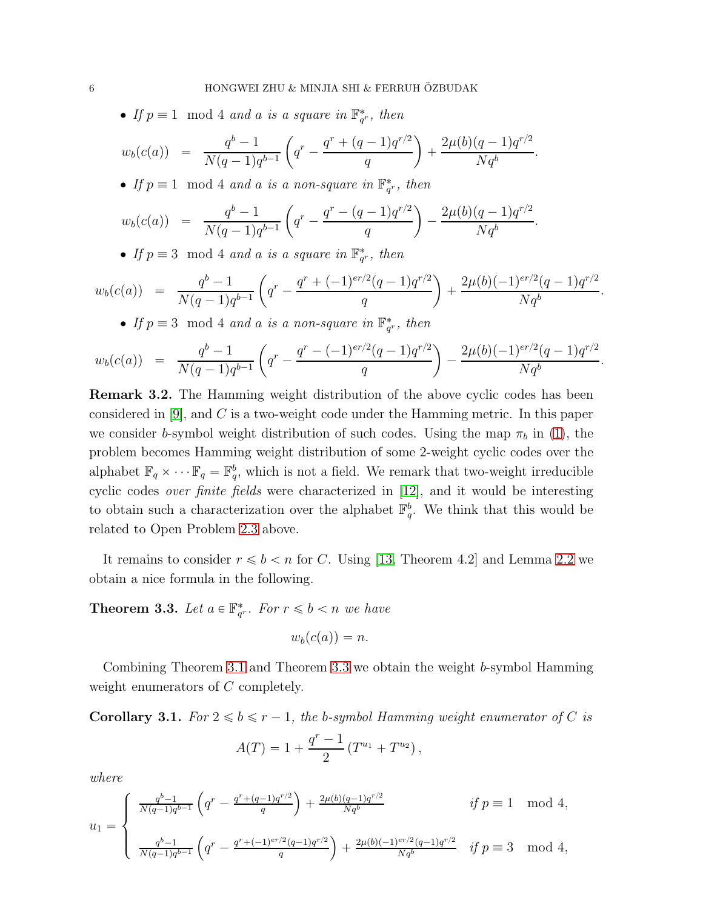- *If $p \equiv 1 \mod 4$ and $a$ is a square in $\mathbb{F}_{q^r}^*$, then*

$$w_b(c(a)) = \frac{q^b-1}{N(q-1)q^{b-1}}\left(q^r - \frac{q^r+(q-1)q^{r/2}}{q}\right) + \frac{2\mu(b)(q-1)q^{r/2}}{Nq^b}.$$

- *If $p \equiv 1 \mod 4$ and $a$ is a non-square in $\mathbb{F}_{q^r}^*$, then*

$$w_b(c(a)) = \frac{q^b-1}{N(q-1)q^{b-1}}\left(q^r - \frac{q^r-(q-1)q^{r/2}}{q}\right) - \frac{2\mu(b)(q-1)q^{r/2}}{Nq^b}.$$

- *If $p \equiv 3 \mod 4$ and $a$ is a square in $\mathbb{F}_{q^r}^*$, then*

$$w_b(c(a)) = \frac{q^b-1}{N(q-1)q^{b-1}}\left(q^r - \frac{q^r+(-1)^{er/2}(q-1)q^{r/2}}{q}\right) + \frac{2\mu(b)(-1)^{er/2}(q-1)q^{r/2}}{Nq^b}.$$

- *If $p \equiv 3 \mod 4$ and $a$ is a non-square in $\mathbb{F}_{q^r}^*$, then*

$$w_b(c(a)) = \frac{q^b-1}{N(q-1)q^{b-1}}\left(q^r - \frac{q^r-(-1)^{er/2}(q-1)q^{r/2}}{q}\right) - \frac{2\mu(b)(-1)^{er/2}(q-1)q^{r/2}}{Nq^b}.$$

**Remark 3.2.** The Hamming weight distribution of the above cyclic codes has been considered in [9], and $C$ is a two-weight code under the Hamming metric. In this paper we consider $b$-symbol weight distribution of such codes. Using the map $\pi_b$ in (1), the problem becomes Hamming weight distribution of some 2-weight cyclic codes over the alphabet $\mathbb{F}_q \times \cdots \mathbb{F}_q = \mathbb{F}_q^b$, which is not a field. We remark that two-weight irreducible cyclic codes *over finite fields* were characterized in [12], and it would be interesting to obtain such a characterization over the alphabet $\mathbb{F}_q^b$. We think that this would be related to Open Problem 2.3 above.

It remains to consider $r \leqslant b < n$ for $C$. Using [13, Theorem 4.2] and Lemma 2.2 we obtain a nice formula in the following.

**Theorem 3.3.** *Let $a \in \mathbb{F}_{q^r}^*$. For $r \leqslant b < n$ we have*

$$w_b(c(a)) = n.$$

Combining Theorem 3.1 and Theorem 3.3 we obtain the weight $b$-symbol Hamming weight enumerators of $C$ completely.

**Corollary 3.1.** *For $2 \leqslant b \leqslant r-1$, the $b$-symbol Hamming weight enumerator of $C$ is*

$$A(T) = 1 + \frac{q^r-1}{2}\left(T^{u_1} + T^{u_2}\right),$$

*where*

$$u_1 = \begin{cases} \frac{q^b-1}{N(q-1)q^{b-1}}\left(q^r - \frac{q^r+(q-1)q^{r/2}}{q}\right) + \frac{2\mu(b)(q-1)q^{r/2}}{Nq^b} & \text{if } p \equiv 1 \mod 4, \\ \frac{q^b-1}{N(q-1)q^{b-1}}\left(q^r - \frac{q^r+(-1)^{er/2}(q-1)q^{r/2}}{q}\right) + \frac{2\mu(b)(-1)^{er/2}(q-1)q^{r/2}}{Nq^b} & \text{if } p \equiv 3 \mod 4, \end{cases}$$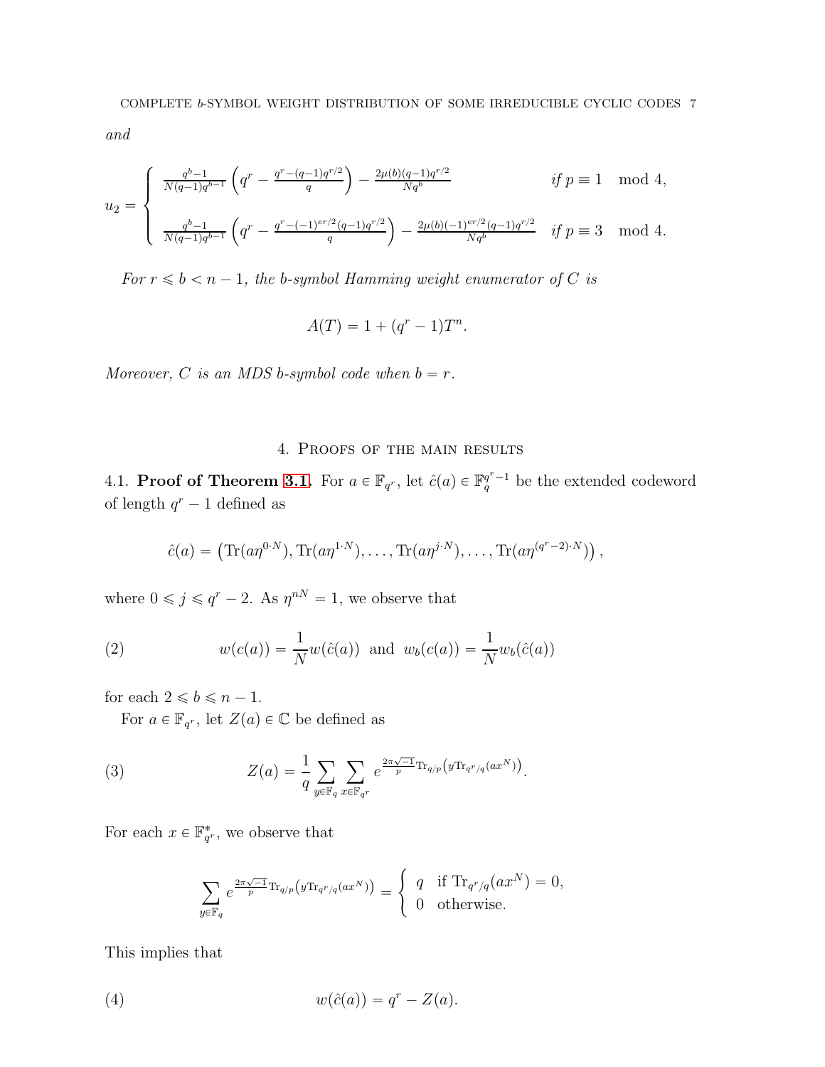*and*

$$
u_2 = \begin{cases} \frac{q^b-1}{N(q-1)q^{b-1}}\left(q^r - \frac{q^r-(q-1)q^{r/2}}{q}\right) - \frac{2\mu(b)(q-1)q^{r/2}}{Nq^b} & \text{if } p \equiv 1 \mod 4, \\ \frac{q^b-1}{N(q-1)q^{b-1}}\left(q^r - \frac{q^r-(-1)^{er/2}(q-1)q^{r/2}}{q}\right) - \frac{2\mu(b)(-1)^{er/2}(q-1)q^{r/2}}{Nq^b} & \text{if } p \equiv 3 \mod 4. \end{cases}
$$

*For $r \leqslant b < n-1$, the b-symbol Hamming weight enumerator of $C$ is*

$$
A(T) = 1 + (q^r - 1)T^n.
$$

*Moreover, $C$ is an MDS b-symbol code when $b = r$.*

## 4. Proofs of the main results

4.1. **Proof of Theorem 3.1.** For $a \in \mathbb{F}_{q^r}$, let $\hat{c}(a) \in \mathbb{F}_q^{q^r-1}$ be the extended codeword of length $q^r - 1$ defined as

$$
\hat{c}(a) = \left(\mathrm{Tr}(a\eta^{0\cdot N}), \mathrm{Tr}(a\eta^{1\cdot N}), \ldots, \mathrm{Tr}(a\eta^{j\cdot N}), \ldots, \mathrm{Tr}(a\eta^{(q^r-2)\cdot N})\right),
$$

where $0 \leqslant j \leqslant q^r - 2$. As $\eta^{nN} = 1$, we observe that

$$
w(c(a)) = \frac{1}{N} w(\hat{c}(a)) \text{ and } w_b(c(a)) = \frac{1}{N} w_b(\hat{c}(a)) \tag{2}
$$

for each $2 \leqslant b \leqslant n-1$.

For $a \in \mathbb{F}_{q^r}$, let $Z(a) \in \mathbb{C}$ be defined as

$$
Z(a) = \frac{1}{q} \sum_{y \in \mathbb{F}_q} \sum_{x \in \mathbb{F}_{q^r}} e^{\frac{2\pi\sqrt{-1}}{p}\mathrm{Tr}_{q/p}\left(y\mathrm{Tr}_{q^r/q}(ax^N)\right)}. \tag{3}
$$

For each $x \in \mathbb{F}_{q^r}^*$, we observe that

$$
\sum_{y \in \mathbb{F}_q} e^{\frac{2\pi\sqrt{-1}}{p}\mathrm{Tr}_{q/p}\left(y\mathrm{Tr}_{q^r/q}(ax^N)\right)} = \begin{cases} q & \text{if } \mathrm{Tr}_{q^r/q}(ax^N) = 0, \\ 0 & \text{otherwise.} \end{cases}
$$

This implies that

$$
w(\hat{c}(a)) = q^r - Z(a). \tag{4}
$$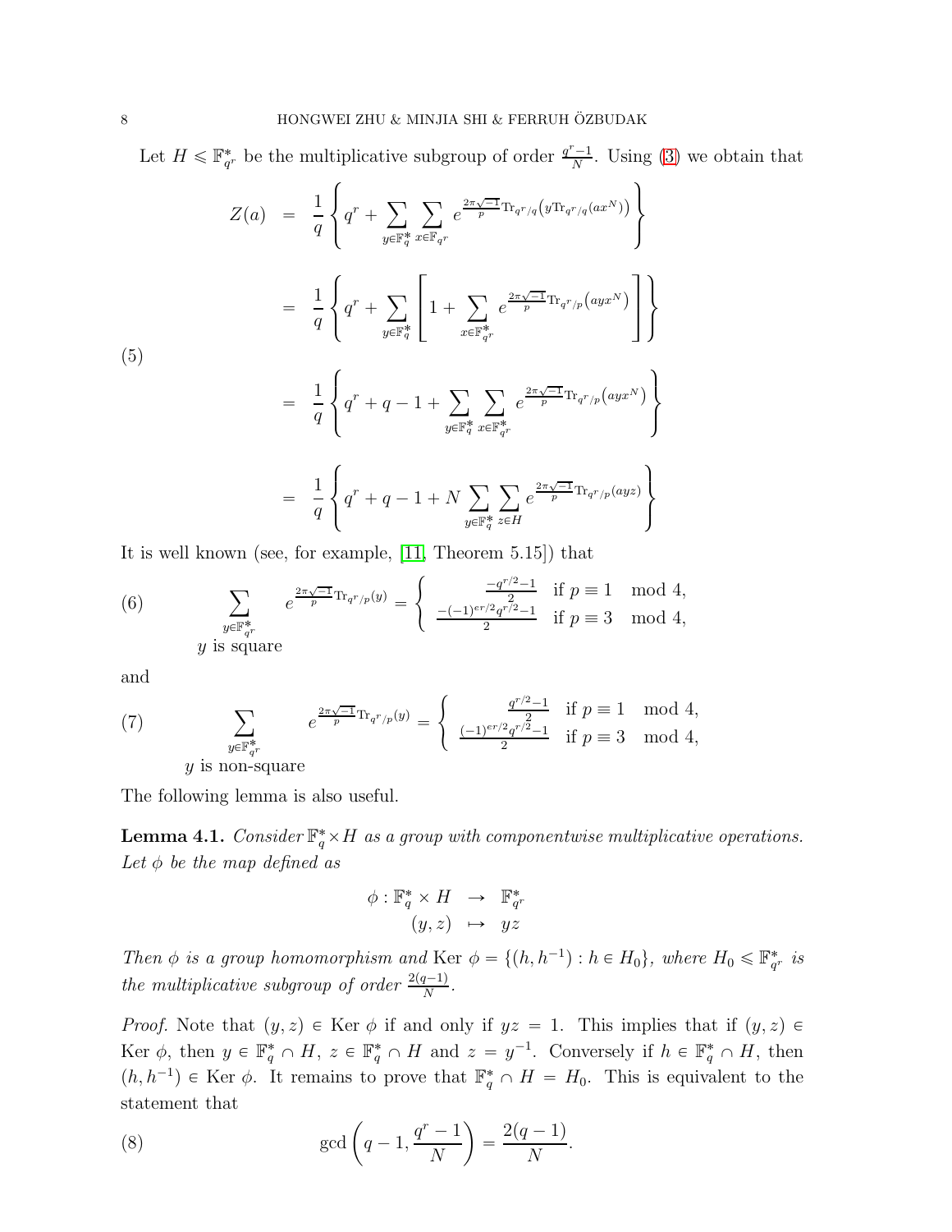Let $H \leqslant \mathbb{F}_{q^r}^*$ be the multiplicative subgroup of order $\frac{q^r-1}{N}$. Using (3) we obtain that

$$
\begin{aligned}
Z(a) &= \frac{1}{q}\left\{ q^r + \sum_{y\in\mathbb{F}_q^*}\sum_{x\in\mathbb{F}_{q^r}} e^{\frac{2\pi\sqrt{-1}}{p}\mathrm{Tr}_{q^r/q}\left(y\mathrm{Tr}_{q^r/q}(ax^N)\right)} \right\} \\
&= \frac{1}{q}\left\{ q^r + \sum_{y\in\mathbb{F}_q^*}\left[ 1 + \sum_{x\in\mathbb{F}_{q^r}^*} e^{\frac{2\pi\sqrt{-1}}{p}\mathrm{Tr}_{q^r/p}\left(ayx^N\right)} \right] \right\} \\
&= \frac{1}{q}\left\{ q^r + q - 1 + \sum_{y\in\mathbb{F}_q^*}\sum_{x\in\mathbb{F}_{q^r}^*} e^{\frac{2\pi\sqrt{-1}}{p}\mathrm{Tr}_{q^r/p}\left(ayx^N\right)} \right\} \\
&= \frac{1}{q}\left\{ q^r + q - 1 + N\sum_{y\in\mathbb{F}_q^*}\sum_{z\in H} e^{\frac{2\pi\sqrt{-1}}{p}\mathrm{Tr}_{q^r/p}(ayz)} \right\}
\end{aligned} \tag{5}
$$

It is well known (see, for example, [11, Theorem 5.15]) that

$$
\sum_{\substack{y\in\mathbb{F}_{q^r}^* \\ y \text{ is square}}} e^{\frac{2\pi\sqrt{-1}}{p}\mathrm{Tr}_{q^r/p}(y)} = \begin{cases} \frac{-q^{r/2}-1}{2} & \text{if } p\equiv 1 \mod 4, \\ \frac{-(-1)^{er/2}q^{r/2}-1}{2} & \text{if } p\equiv 3 \mod 4, \end{cases} \tag{6}
$$

and

$$
\sum_{\substack{y\in\mathbb{F}_{q^r}^* \\ y \text{ is non-square}}} e^{\frac{2\pi\sqrt{-1}}{p}\mathrm{Tr}_{q^r/p}(y)} = \begin{cases} \frac{q^{r/2}-1}{2} & \text{if } p\equiv 1 \mod 4, \\ \frac{(-1)^{er/2}q^{r/2}-1}{2} & \text{if } p\equiv 3 \mod 4, \end{cases} \tag{7}
$$

The following lemma is also useful.

**Lemma 4.1.** *Consider $\mathbb{F}_q^* \times H$ as a group with componentwise multiplicative operations. Let $\phi$ be the map defined as*

$$
\begin{aligned}
\phi : \mathbb{F}_q^* \times H &\rightarrow \mathbb{F}_{q^r}^* \\
(y,z) &\mapsto yz
\end{aligned}
$$

*Then $\phi$ is a group homomorphism and* Ker $\phi = \{(h,h^{-1}) : h \in H_0\}$*, where $H_0 \leqslant \mathbb{F}_{q^r}^*$ is the multiplicative subgroup of order $\frac{2(q-1)}{N}$.*

*Proof.* Note that $(y,z) \in$ Ker $\phi$ if and only if $yz = 1$. This implies that if $(y,z) \in$ Ker $\phi$, then $y \in \mathbb{F}_q^* \cap H$, $z \in \mathbb{F}_q^* \cap H$ and $z = y^{-1}$. Conversely if $h \in \mathbb{F}_q^* \cap H$, then $(h,h^{-1}) \in$ Ker $\phi$. It remains to prove that $\mathbb{F}_q^* \cap H = H_0$. This is equivalent to the statement that

$$
\gcd\left(q-1, \frac{q^r-1}{N}\right) = \frac{2(q-1)}{N}. \tag{8}
$$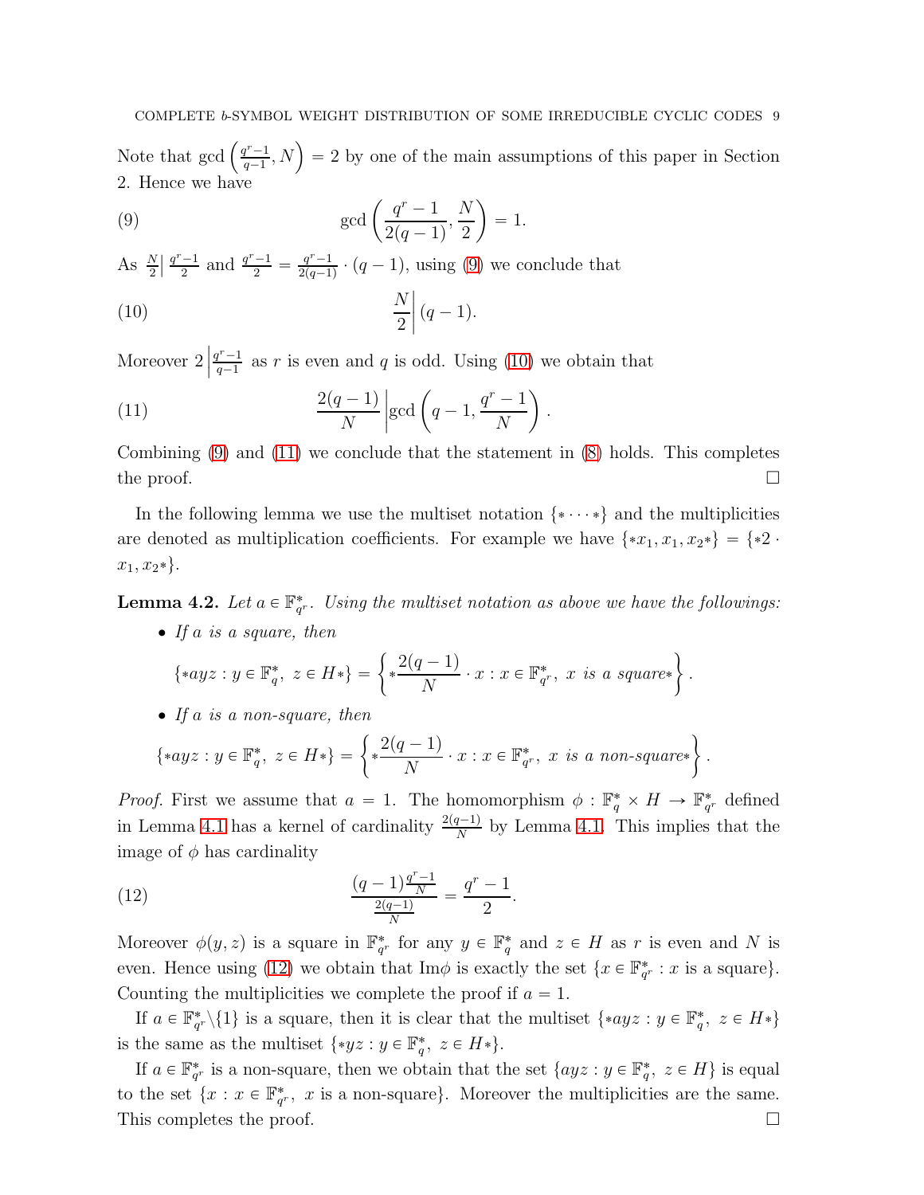Note that $\gcd\left(\frac{q^r-1}{q-1}, N\right) = 2$ by one of the main assumptions of this paper in Section 2. Hence we have

$$\gcd\left(\frac{q^r-1}{2(q-1)}, \frac{N}{2}\right) = 1. \tag{9}$$

As $\frac{N}{2}\Big| \frac{q^r-1}{2}$ and $\frac{q^r-1}{2} = \frac{q^r-1}{2(q-1)} \cdot (q-1)$, using (9) we conclude that

$$\frac{N}{2}\Bigg| (q-1). \tag{10}$$

Moreover $2\left|\frac{q^r-1}{q-1}\right.$ as $r$ is even and $q$ is odd. Using (10) we obtain that

$$\frac{2(q-1)}{N}\Bigg|\gcd\left(q-1, \frac{q^r-1}{N}\right). \tag{11}$$

Combining (9) and (11) we conclude that the statement in (8) holds. This completes the proof. $\square$

In the following lemma we use the multiset notation $\{* \cdots *\}$ and the multiplicities are denoted as multiplication coefficients. For example we have $\{*x_1, x_1, x_2*\} = \{*2 \cdot x_1, x_2*\}$.

**Lemma 4.2.** *Let $a \in \mathbb{F}_{q^r}^*$. Using the multiset notation as above we have the followings:*

- *If $a$ is a square, then*
$$\{*ayz : y \in \mathbb{F}_q^*,\ z \in H*\} = \left\{*\frac{2(q-1)}{N} \cdot x : x \in \mathbb{F}_{q^r}^*,\ x \text{ is a square}*\right\}.$$
- *If $a$ is a non-square, then*
$$\{*ayz : y \in \mathbb{F}_q^*,\ z \in H*\} = \left\{*\frac{2(q-1)}{N} \cdot x : x \in \mathbb{F}_{q^r}^*,\ x \text{ is a non-square}*\right\}.$$

*Proof.* First we assume that $a = 1$. The homomorphism $\phi : \mathbb{F}_q^* \times H \to \mathbb{F}_{q^r}^*$ defined in Lemma 4.1 has a kernel of cardinality $\frac{2(q-1)}{N}$ by Lemma 4.1. This implies that the image of $\phi$ has cardinality

$$\frac{(q-1)\frac{q^r-1}{N}}{\frac{2(q-1)}{N}} = \frac{q^r-1}{2}. \tag{12}$$

Moreover $\phi(y,z)$ is a square in $\mathbb{F}_{q^r}^*$ for any $y \in \mathbb{F}_q^*$ and $z \in H$ as $r$ is even and $N$ is even. Hence using (12) we obtain that $\mathrm{Im}\phi$ is exactly the set $\{x \in \mathbb{F}_{q^r}^* : x \text{ is a square}\}$. Counting the multiplicities we complete the proof if $a = 1$.

If $a \in \mathbb{F}_{q^r}^* \backslash \{1\}$ is a square, then it is clear that the multiset $\{*ayz : y \in \mathbb{F}_q^*,\ z \in H*\}$ is the same as the multiset $\{*yz : y \in \mathbb{F}_q^*,\ z \in H*\}$.

If $a \in \mathbb{F}_{q^r}^*$ is a non-square, then we obtain that the set $\{ayz : y \in \mathbb{F}_q^*,\ z \in H\}$ is equal to the set $\{x : x \in \mathbb{F}_{q^r}^*,\ x \text{ is a non-square}\}$. Moreover the multiplicities are the same. This completes the proof. $\square$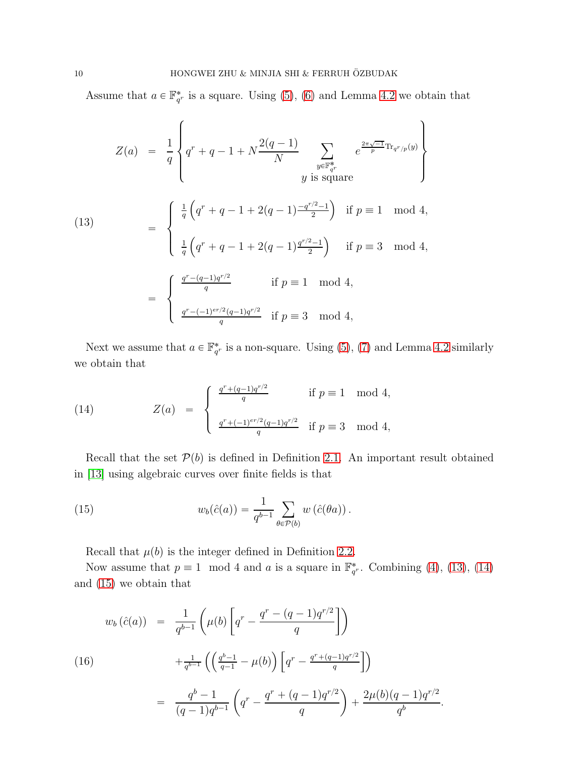Assume that $a \in \mathbb{F}_{q^r}^*$ is a square. Using (5), (6) and Lemma 4.2 we obtain that

$$
\begin{aligned}
Z(a) &= \frac{1}{q}\left\{ q^r + q - 1 + N\frac{2(q-1)}{N} \sum_{\substack{y\in\mathbb{F}_{q^r}^* \\ y \text{ is square}}} e^{\frac{2\pi\sqrt{-1}}{p}\mathrm{Tr}_{q^r/p}(y)} \right\} \\
&= \begin{cases} \frac{1}{q}\left(q^r + q - 1 + 2(q-1)\frac{-q^{r/2}-1}{2}\right) & \text{if } p \equiv 1 \mod 4, \\ \frac{1}{q}\left(q^r + q - 1 + 2(q-1)\frac{q^{r/2}-1}{2}\right) & \text{if } p \equiv 3 \mod 4, \end{cases} \qquad (13)\\
&= \begin{cases} \frac{q^r-(q-1)q^{r/2}}{q} & \text{if } p \equiv 1 \mod 4, \\ \frac{q^r-(-1)^{er/2}(q-1)q^{r/2}}{q} & \text{if } p \equiv 3 \mod 4, \end{cases}
\end{aligned}
$$

Next we assume that $a \in \mathbb{F}_{q^r}^*$ is a non-square. Using (5), (7) and Lemma 4.2 similarly we obtain that

$$
Z(a) = \begin{cases} \frac{q^r+(q-1)q^{r/2}}{q} & \text{if } p \equiv 1 \mod 4, \\ \frac{q^r+(-1)^{er/2}(q-1)q^{r/2}}{q} & \text{if } p \equiv 3 \mod 4, \end{cases} \qquad (14)
$$

Recall that the set $\mathcal{P}(b)$ is defined in Definition 2.1. An important result obtained in [13] using algebraic curves over finite fields is that

$$
w_b(\hat{c}(a)) = \frac{1}{q^{b-1}} \sum_{\theta\in\mathcal{P}(b)} w\left(\hat{c}(\theta a)\right). \qquad (15)
$$

Recall that $\mu(b)$ is the integer defined in Definition 2.2.

Now assume that $p \equiv 1 \mod 4$ and $a$ is a square in $\mathbb{F}_{q^r}^*$. Combining (4), (13), (14) and (15) we obtain that

$$
\begin{aligned}
w_b\left(\hat{c}(a)\right) &= \frac{1}{q^{b-1}}\left(\mu(b)\left[q^r - \frac{q^r-(q-1)q^{r/2}}{q}\right]\right) \\
&\quad + \frac{1}{q^{b-1}}\left(\left(\frac{q^b-1}{q-1} - \mu(b)\right)\left[q^r - \frac{q^r+(q-1)q^{r/2}}{q}\right]\right) \qquad (16)\\
&= \frac{q^b-1}{(q-1)q^{b-1}}\left(q^r - \frac{q^r+(q-1)q^{r/2}}{q}\right) + \frac{2\mu(b)(q-1)q^{r/2}}{q^b}.
\end{aligned}
$$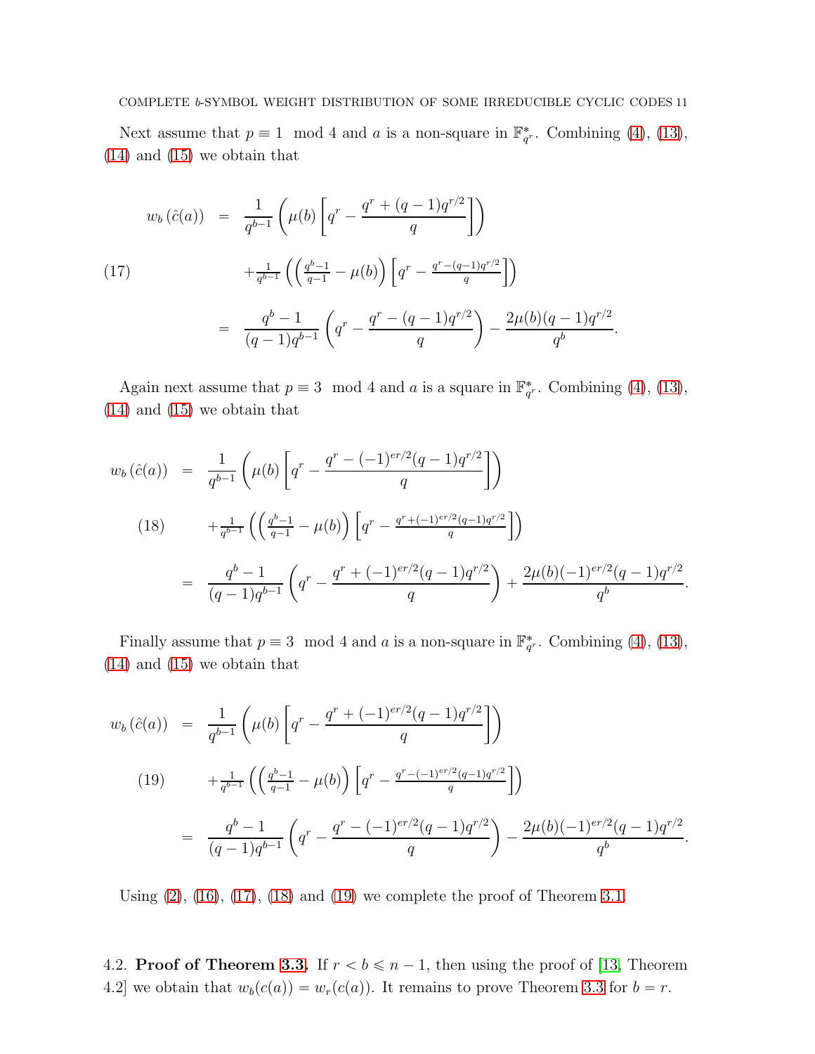Next assume that $p \equiv 1 \mod 4$ and $a$ is a non-square in $\mathbb{F}_{q^r}^*$. Combining (4), (13), (14) and (15) we obtain that

$$
\begin{aligned}
w_b\left(\hat{c}(a)\right) &= \frac{1}{q^{b-1}}\left(\mu(b)\left[q^r - \frac{q^r+(q-1)q^{r/2}}{q}\right]\right) \\
&\quad + \tfrac{1}{q^{b-1}}\left(\left(\tfrac{q^b-1}{q-1}-\mu(b)\right)\left[q^r - \tfrac{q^r-(q-1)q^{r/2}}{q}\right]\right) \qquad (17)\\
&= \frac{q^b-1}{(q-1)q^{b-1}}\left(q^r - \frac{q^r-(q-1)q^{r/2}}{q}\right) - \frac{2\mu(b)(q-1)q^{r/2}}{q^b}.
\end{aligned}
$$

Again next assume that $p \equiv 3 \mod 4$ and $a$ is a square in $\mathbb{F}_{q^r}^*$. Combining (4), (13), (14) and (15) we obtain that

$$
\begin{aligned}
w_b\left(\hat{c}(a)\right) &= \frac{1}{q^{b-1}}\left(\mu(b)\left[q^r - \frac{q^r-(-1)^{er/2}(q-1)q^{r/2}}{q}\right]\right) \\
&\quad + \tfrac{1}{q^{b-1}}\left(\left(\tfrac{q^b-1}{q-1}-\mu(b)\right)\left[q^r - \tfrac{q^r+(-1)^{er/2}(q-1)q^{r/2}}{q}\right]\right) \qquad (18)\\
&= \frac{q^b-1}{(q-1)q^{b-1}}\left(q^r - \frac{q^r+(-1)^{er/2}(q-1)q^{r/2}}{q}\right) + \frac{2\mu(b)(-1)^{er/2}(q-1)q^{r/2}}{q^b}.
\end{aligned}
$$

Finally assume that $p \equiv 3 \mod 4$ and $a$ is a non-square in $\mathbb{F}_{q^r}^*$. Combining (4), (13), (14) and (15) we obtain that

$$
\begin{aligned}
w_b\left(\hat{c}(a)\right) &= \frac{1}{q^{b-1}}\left(\mu(b)\left[q^r - \frac{q^r+(-1)^{er/2}(q-1)q^{r/2}}{q}\right]\right) \\
&\quad + \tfrac{1}{q^{b-1}}\left(\left(\tfrac{q^b-1}{q-1}-\mu(b)\right)\left[q^r - \tfrac{q^r-(-1)^{er/2}(q-1)q^{r/2}}{q}\right]\right) \qquad (19)\\
&= \frac{q^b-1}{(q-1)q^{b-1}}\left(q^r - \frac{q^r-(-1)^{er/2}(q-1)q^{r/2}}{q}\right) - \frac{2\mu(b)(-1)^{er/2}(q-1)q^{r/2}}{q^b}.
\end{aligned}
$$

Using (2), (16), (17), (18) and (19) we complete the proof of Theorem 3.1.

4.2. **Proof of Theorem 3.3.** If $r < b \leqslant n-1$, then using the proof of [13, Theorem 4.2] we obtain that $w_b(c(a)) = w_r(c(a))$. It remains to prove Theorem 3.3 for $b = r$.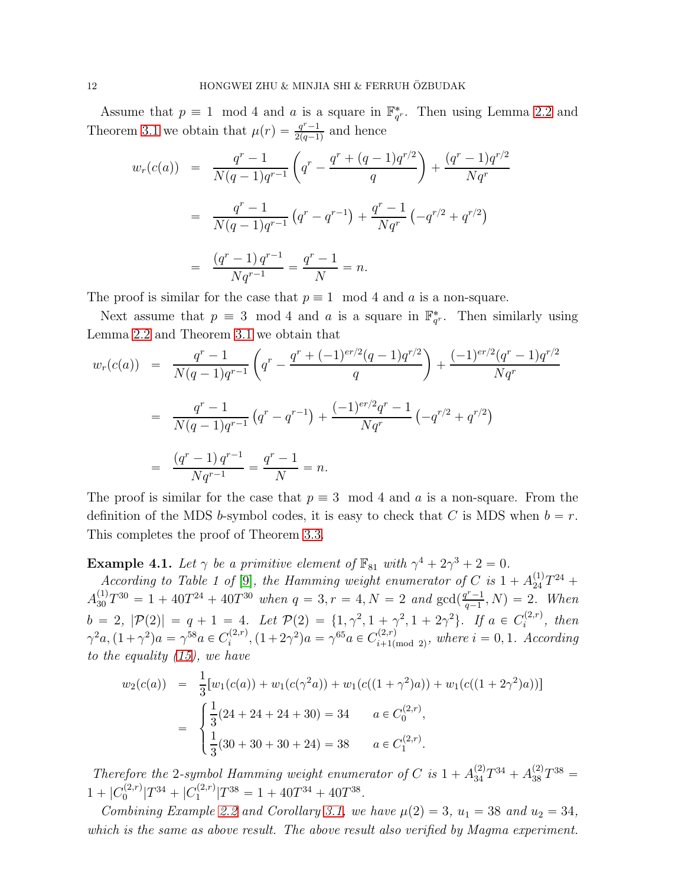Assume that $p \equiv 1 \mod 4$ and $a$ is a square in $\mathbb{F}_{q^r}^*$. Then using Lemma 2.2 and Theorem 3.1 we obtain that $\mu(r) = \frac{q^r-1}{2(q-1)}$ and hence

$$
\begin{aligned}
w_r(c(a)) &= \frac{q^r-1}{N(q-1)q^{r-1}}\left(q^r - \frac{q^r+(q-1)q^{r/2}}{q}\right) + \frac{(q^r-1)q^{r/2}}{Nq^r} \\
&= \frac{q^r-1}{N(q-1)q^{r-1}}\left(q^r - q^{r-1}\right) + \frac{q^r-1}{Nq^r}\left(-q^{r/2}+q^{r/2}\right) \\
&= \frac{\left(q^r-1\right)q^{r-1}}{Nq^{r-1}} = \frac{q^r-1}{N} = n.
\end{aligned}
$$

The proof is similar for the case that $p \equiv 1 \mod 4$ and $a$ is a non-square.

Next assume that $p \equiv 3 \mod 4$ and $a$ is a square in $\mathbb{F}_{q^r}^*$. Then similarly using Lemma 2.2 and Theorem 3.1 we obtain that

$$
\begin{aligned}
w_r(c(a)) &= \frac{q^r-1}{N(q-1)q^{r-1}}\left(q^r - \frac{q^r+(-1)^{er/2}(q-1)q^{r/2}}{q}\right) + \frac{(-1)^{er/2}(q^r-1)q^{r/2}}{Nq^r} \\
&= \frac{q^r-1}{N(q-1)q^{r-1}}\left(q^r - q^{r-1}\right) + \frac{(-1)^{er/2}q^r-1}{Nq^r}\left(-q^{r/2}+q^{r/2}\right) \\
&= \frac{\left(q^r-1\right)q^{r-1}}{Nq^{r-1}} = \frac{q^r-1}{N} = n.
\end{aligned}
$$

The proof is similar for the case that $p \equiv 3 \mod 4$ and $a$ is a non-square. From the definition of the MDS $b$-symbol codes, it is easy to check that $C$ is MDS when $b = r$. This completes the proof of Theorem 3.3.

**Example 4.1.** *Let $\gamma$ be a primitive element of $\mathbb{F}_{81}$ with $\gamma^4 + 2\gamma^3 + 2 = 0$.*

*According to Table 1 of [9], the Hamming weight enumerator of $C$ is $1 + A_{24}^{(1)}T^{24} + A_{30}^{(1)}T^{30} = 1 + 40T^{24} + 40T^{30}$ when $q = 3, r = 4, N = 2$ and $\gcd(\frac{q^r-1}{q-1}, N) = 2$. When $b = 2$, $|\mathcal{P}(2)| = q + 1 = 4$. Let $\mathcal{P}(2) = \{1, \gamma^2, 1+\gamma^2, 1+2\gamma^2\}$. If $a \in C_i^{(2,r)}$, then $\gamma^2 a, (1+\gamma^2)a = \gamma^{58}a \in C_i^{(2,r)}, (1+2\gamma^2)a = \gamma^{65}a \in C_{i+1(\mathrm{mod}\ 2)}^{(2,r)}$, where $i = 0, 1$. According to the equality (15), we have*

$$
\begin{aligned}
w_2(c(a)) &= \frac{1}{3}[w_1(c(a)) + w_1(c(\gamma^2 a)) + w_1(c((1+\gamma^2)a)) + w_1(c((1+2\gamma^2)a))] \\
&= \begin{cases} \frac{1}{3}(24+24+24+30) = 34 & a \in C_0^{(2,r)}, \\ \frac{1}{3}(30+30+30+24) = 38 & a \in C_1^{(2,r)}. \end{cases}
\end{aligned}
$$

*Therefore the 2-symbol Hamming weight enumerator of $C$ is $1 + A_{34}^{(2)}T^{34} + A_{38}^{(2)}T^{38} = 1 + |C_0^{(2,r)}|T^{34} + |C_1^{(2,r)}|T^{38} = 1 + 40T^{34} + 40T^{38}$.*

*Combining Example 2.2 and Corollary 3.1, we have $\mu(2) = 3$, $u_1 = 38$ and $u_2 = 34$, which is the same as above result. The above result also verified by Magma experiment.*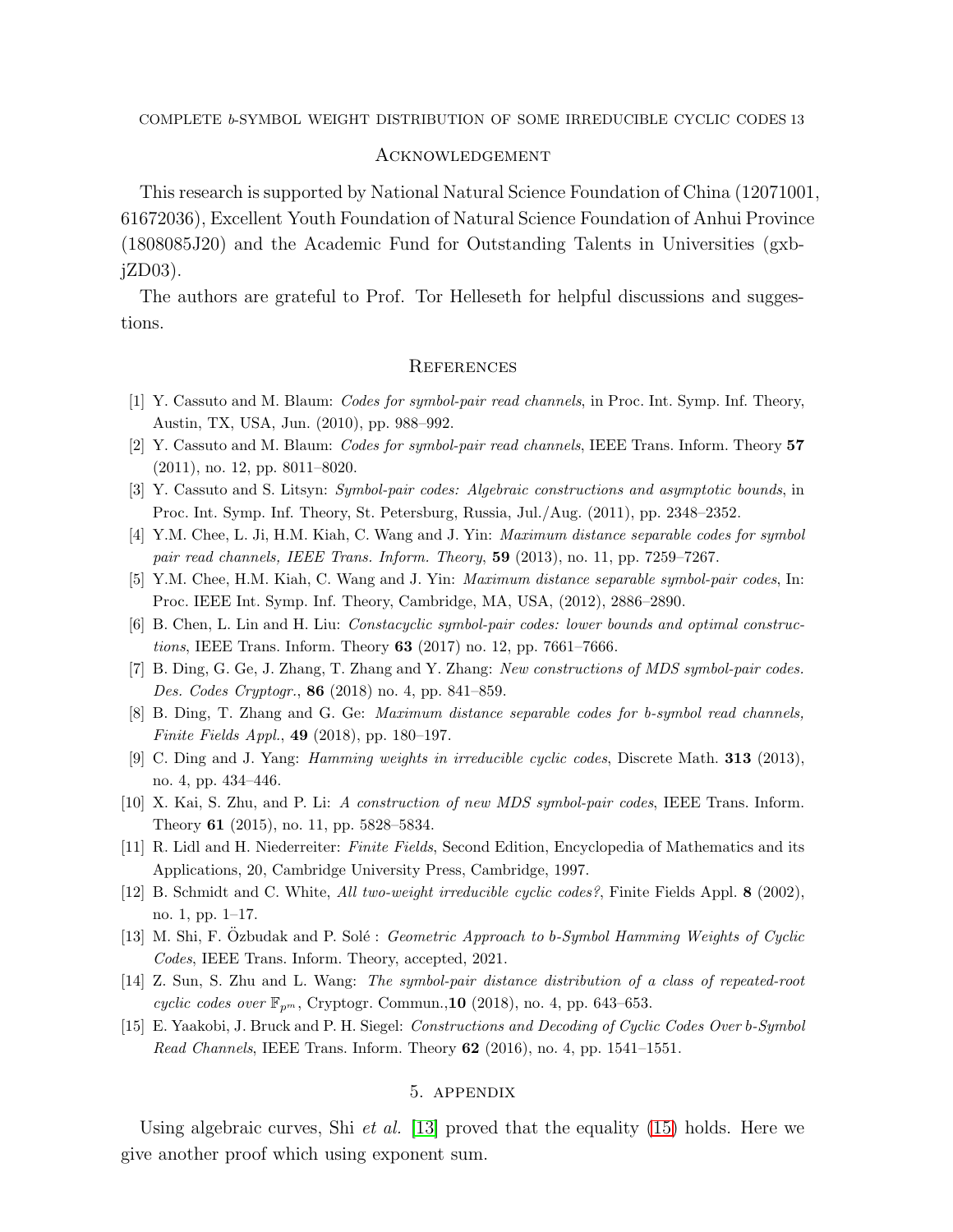## Acknowledgement

This research is supported by National Natural Science Foundation of China (12071001, 61672036), Excellent Youth Foundation of Natural Science Foundation of Anhui Province (1808085J20) and the Academic Fund for Outstanding Talents in Universities (gxbjZD03).

The authors are grateful to Prof. Tor Helleseth for helpful discussions and suggestions.

## References

[1] Y. Cassuto and M. Blaum: *Codes for symbol-pair read channels*, in Proc. Int. Symp. Inf. Theory, Austin, TX, USA, Jun. (2010), pp. 988–992.

[2] Y. Cassuto and M. Blaum: *Codes for symbol-pair read channels*, IEEE Trans. Inform. Theory **57** (2011), no. 12, pp. 8011–8020.

[3] Y. Cassuto and S. Litsyn: *Symbol-pair codes: Algebraic constructions and asymptotic bounds*, in Proc. Int. Symp. Inf. Theory, St. Petersburg, Russia, Jul./Aug. (2011), pp. 2348–2352.

[4] Y.M. Chee, L. Ji, H.M. Kiah, C. Wang and J. Yin: *Maximum distance separable codes for symbol pair read channels, IEEE Trans. Inform. Theory*, **59** (2013), no. 11, pp. 7259–7267.

[5] Y.M. Chee, H.M. Kiah, C. Wang and J. Yin: *Maximum distance separable symbol-pair codes*, In: Proc. IEEE Int. Symp. Inf. Theory, Cambridge, MA, USA, (2012), 2886–2890.

[6] B. Chen, L. Lin and H. Liu: *Constacyclic symbol-pair codes: lower bounds and optimal constructions*, IEEE Trans. Inform. Theory **63** (2017) no. 12, pp. 7661–7666.

[7] B. Ding, G. Ge, J. Zhang, T. Zhang and Y. Zhang: *New constructions of MDS symbol-pair codes. Des. Codes Cryptogr.*, **86** (2018) no. 4, pp. 841–859.

[8] B. Ding, T. Zhang and G. Ge: *Maximum distance separable codes for b-symbol read channels, Finite Fields Appl.*, **49** (2018), pp. 180–197.

[9] C. Ding and J. Yang: *Hamming weights in irreducible cyclic codes*, Discrete Math. **313** (2013), no. 4, pp. 434–446.

[10] X. Kai, S. Zhu, and P. Li: *A construction of new MDS symbol-pair codes*, IEEE Trans. Inform. Theory **61** (2015), no. 11, pp. 5828–5834.

[11] R. Lidl and H. Niederreiter: *Finite Fields*, Second Edition, Encyclopedia of Mathematics and its Applications, 20, Cambridge University Press, Cambridge, 1997.

[12] B. Schmidt and C. White, *All two-weight irreducible cyclic codes?*, Finite Fields Appl. **8** (2002), no. 1, pp. 1–17.

[13] M. Shi, F. Özbudak and P. Solé : *Geometric Approach to b-Symbol Hamming Weights of Cyclic Codes*, IEEE Trans. Inform. Theory, accepted, 2021.

[14] Z. Sun, S. Zhu and L. Wang: *The symbol-pair distance distribution of a class of repeated-root cyclic codes over $\mathbb{F}_{p^m}$*, Cryptogr. Commun.,**10** (2018), no. 4, pp. 643–653.

[15] E. Yaakobi, J. Bruck and P. H. Siegel: *Constructions and Decoding of Cyclic Codes Over b-Symbol Read Channels*, IEEE Trans. Inform. Theory **62** (2016), no. 4, pp. 1541–1551.

## 5. appendix

Using algebraic curves, Shi *et al.* [13] proved that the equality (15) holds. Here we give another proof which using exponent sum.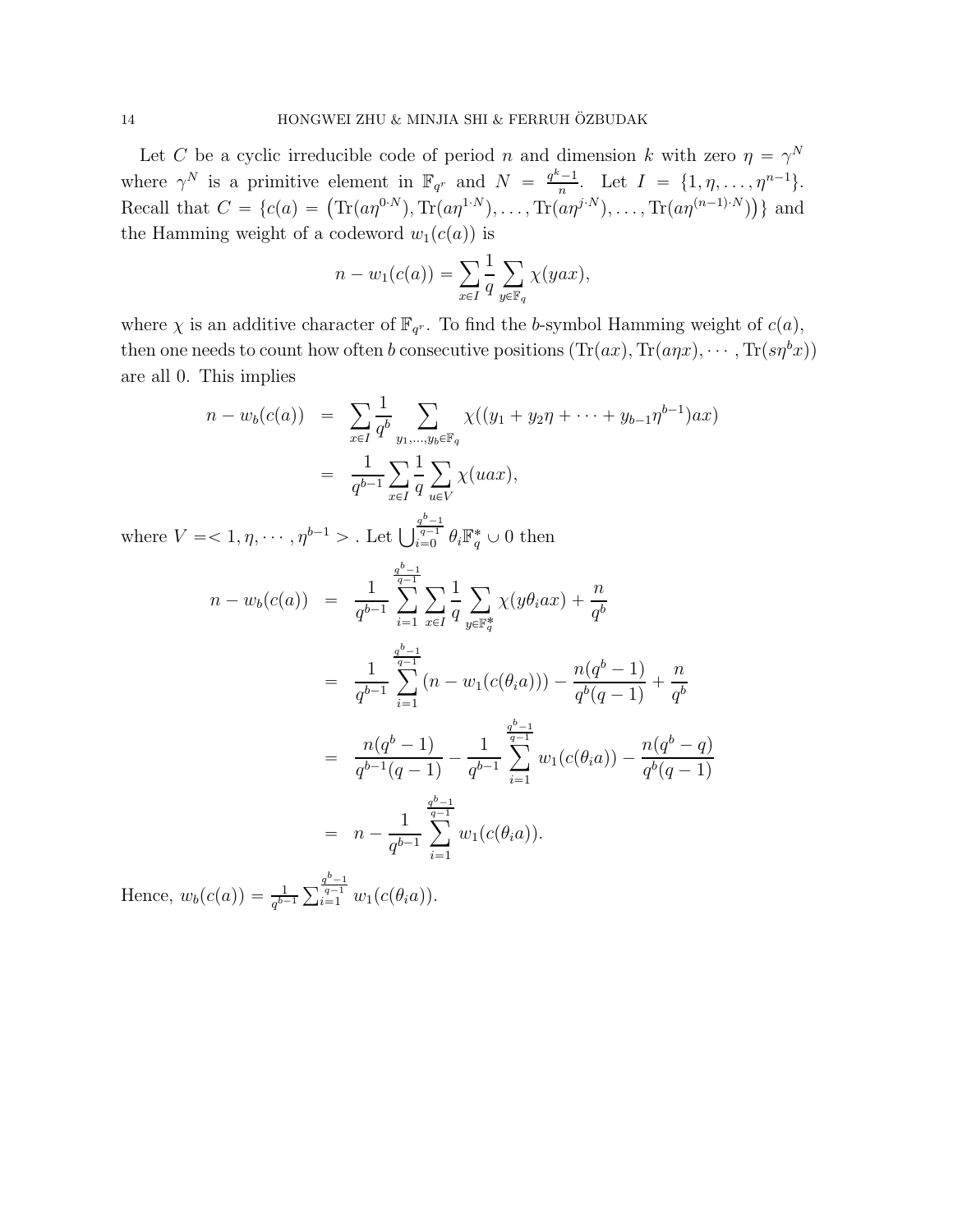Let $C$ be a cyclic irreducible code of period $n$ and dimension $k$ with zero $\eta = \gamma^N$ where $\gamma^N$ is a primitive element in $\mathbb{F}_{q^r}$ and $N = \frac{q^k-1}{n}$. Let $I = \{1, \eta, \ldots, \eta^{n-1}\}$. Recall that $C = \{c(a) = \left(\mathrm{Tr}(a\eta^{0\cdot N}), \mathrm{Tr}(a\eta^{1\cdot N}), \ldots, \mathrm{Tr}(a\eta^{j\cdot N}), \ldots, \mathrm{Tr}(a\eta^{(n-1)\cdot N})\right)\}$ and the Hamming weight of a codeword $w_1(c(a))$ is

$$n - w_1(c(a)) = \sum_{x\in I} \frac{1}{q} \sum_{y\in \mathbb{F}_q} \chi(yax),$$

where $\chi$ is an additive character of $\mathbb{F}_{q^r}$. To find the $b$-symbol Hamming weight of $c(a)$, then one needs to count how often $b$ consecutive positions $(\mathrm{Tr}(ax), \mathrm{Tr}(a\eta x), \cdots, \mathrm{Tr}(s\eta^b x))$ are all 0. This implies

$$\begin{aligned}
n - w_b(c(a)) &= \sum_{x\in I} \frac{1}{q^b} \sum_{y_1,\ldots,y_b\in\mathbb{F}_q} \chi((y_1 + y_2\eta + \cdots + y_{b-1}\eta^{b-1})ax) \\
&= \frac{1}{q^{b-1}} \sum_{x\in I} \frac{1}{q} \sum_{u\in V} \chi(uax),
\end{aligned}$$

where $V = < 1, \eta, \cdots, \eta^{b-1} >$ . Let $\bigcup_{i=0}^{\frac{q^b-1}{q-1}} \theta_i \mathbb{F}_q^* \cup 0$ then

$$\begin{aligned}
n - w_b(c(a)) &= \frac{1}{q^{b-1}} \sum_{i=1}^{\frac{q^b-1}{q-1}} \sum_{x\in I} \frac{1}{q} \sum_{y\in\mathbb{F}_q^*} \chi(y\theta_i ax) + \frac{n}{q^b} \\
&= \frac{1}{q^{b-1}} \sum_{i=1}^{\frac{q^b-1}{q-1}} (n - w_1(c(\theta_i a))) - \frac{n(q^b-1)}{q^b(q-1)} + \frac{n}{q^b} \\
&= \frac{n(q^b-1)}{q^{b-1}(q-1)} - \frac{1}{q^{b-1}} \sum_{i=1}^{\frac{q^b-1}{q-1}} w_1(c(\theta_i a)) - \frac{n(q^b-q)}{q^b(q-1)} \\
&= n - \frac{1}{q^{b-1}} \sum_{i=1}^{\frac{q^b-1}{q-1}} w_1(c(\theta_i a)).
\end{aligned}$$

Hence, $w_b(c(a)) = \frac{1}{q^{b-1}} \sum_{i=1}^{\frac{q^b-1}{q-1}} w_1(c(\theta_i a))$.